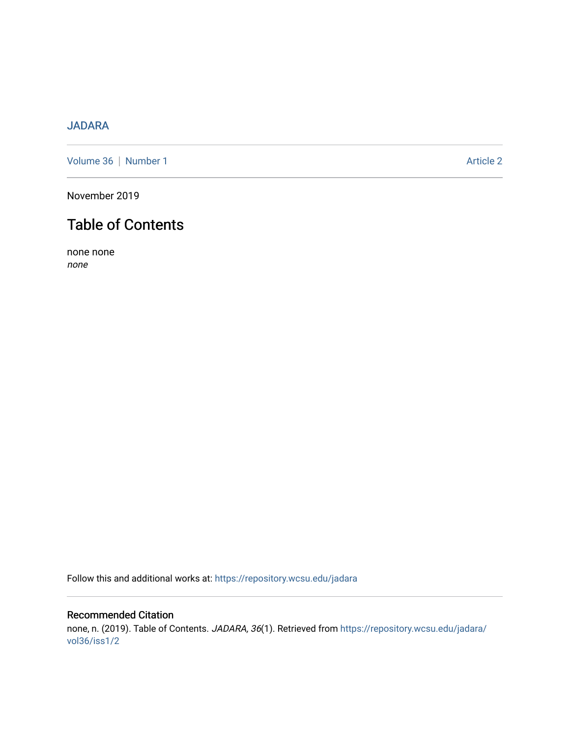JADARA

Volume 36 | Number 1 Article 2

November 2019

# Table of Contents

none none
*none*

Follow this and additional works at: https://repository.wcsu.edu/jadara

## Recommended Citation

none, n. (2019). Table of Contents. *JADARA, 36*(1). Retrieved from https://repository.wcsu.edu/jadara/vol36/iss1/2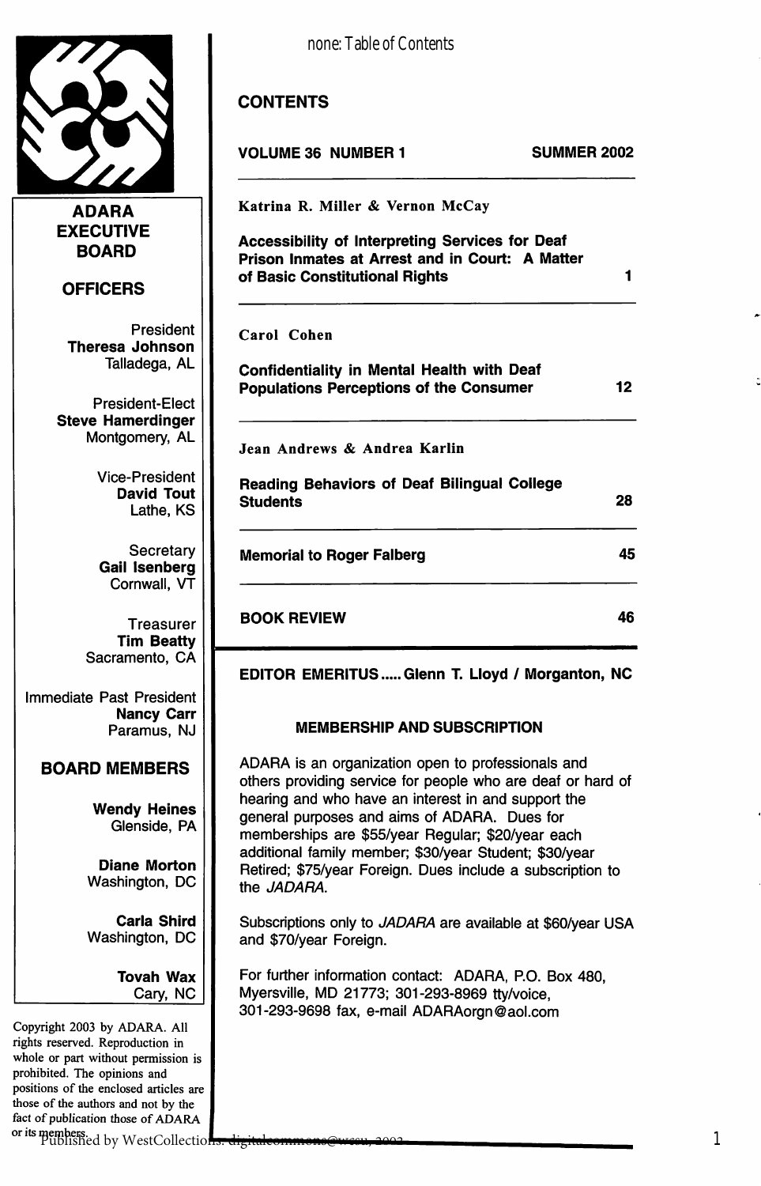## CONTENTS

**VOLUME 36 NUMBER 1** **SUMMER 2002**

Katrina R. Miller & Vernon McCay

**Accessibility of Interpreting Services for Deaf Prison Inmates at Arrest and in Court: A Matter of Basic Constitutional Rights** 1

Carol Cohen

**Confidentiality in Mental Health with Deaf Populations Perceptions of the Consumer** 12

Jean Andrews & Andrea Karlin

**Reading Behaviors of Deaf Bilingual College Students** 28

**Memorial to Roger Falberg** 45

**BOOK REVIEW** 46

**EDITOR EMERITUS..... Glenn T. Lloyd / Morganton, NC**

### MEMBERSHIP AND SUBSCRIPTION

ADARA is an organization open to professionals and others providing service for people who are deaf or hard of hearing and who have an interest in and support the general purposes and aims of ADARA. Dues for memberships are $55/year Regular; $20/year each additional family member; $30/year Student; $30/year Retired; $75/year Foreign. Dues include a subscription to the *JADARA*.

Subscriptions only to *JADARA* are available at $60/year USA and $70/year Foreign.

For further information contact: ADARA, P.O. Box 480, Myersville, MD 21773; 301-293-8969 tty/voice, 301-293-9698 fax, e-mail ADARAorgn@aol.com

## ADARA EXECUTIVE BOARD

### OFFICERS

President
**Theresa Johnson**
Talladega, AL

President-Elect
**Steve Hamerdinger**
Montgomery, AL

Vice-President
**David Tout**
Lathe, KS

Secretary
**Gail Isenberg**
Cornwall, VT

Treasurer
**Tim Beatty**
Sacramento, CA

Immediate Past President
**Nancy Carr**
Paramus, NJ

### BOARD MEMBERS

**Wendy Heines**
Glenside, PA

**Diane Morton**
Washington, DC

**Carla Shird**
Washington, DC

**Tovah Wax**
Cary, NC

Copyright 2003 by ADARA. All rights reserved. Reproduction in whole or part without permission is prohibited. The opinions and positions of the enclosed articles are those of the authors and not by the fact of publication those of ADARA or its members.